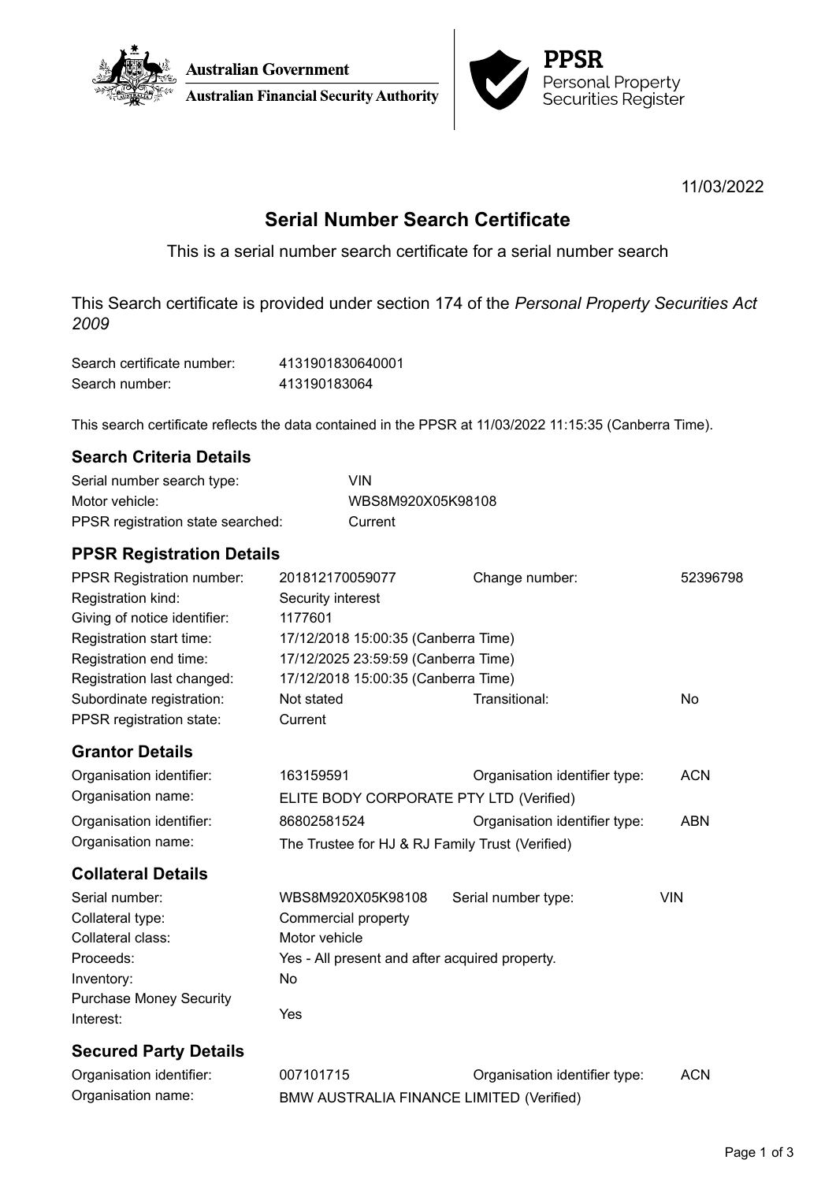Australian Government
Australian Financial Security Authority

**PPSR**
Personal Property Securities Register

11/03/2022

# Serial Number Search Certificate

This is a serial number search certificate for a serial number search

This Search certificate is provided under section 174 of the *Personal Property Securities Act 2009*

| | |
|---|---|
| Search certificate number: | 4131901830640001 |
| Search number: | 413190183064 |

This search certificate reflects the data contained in the PPSR at 11/03/2022 11:15:35 (Canberra Time).

## Search Criteria Details

| | |
|---|---|
| Serial number search type: | VIN |
| Motor vehicle: | WBS8M920X05K98108 |
| PPSR registration state searched: | Current |

## PPSR Registration Details

| | | | |
|---|---|---|---|
| PPSR Registration number: | 201812170059077 | Change number: | 52396798 |
| Registration kind: | Security interest | | |
| Giving of notice identifier: | 1177601 | | |
| Registration start time: | 17/12/2018 15:00:35 (Canberra Time) | | |
| Registration end time: | 17/12/2025 23:59:59 (Canberra Time) | | |
| Registration last changed: | 17/12/2018 15:00:35 (Canberra Time) | | |
| Subordinate registration: | Not stated | Transitional: | No |
| PPSR registration state: | Current | | |

## Grantor Details

| | | | |
|---|---|---|---|
| Organisation identifier: | 163159591 | Organisation identifier type: | ACN |
| Organisation name: | ELITE BODY CORPORATE PTY LTD (Verified) | | |
| Organisation identifier: | 86802581524 | Organisation identifier type: | ABN |
| Organisation name: | The Trustee for HJ & RJ Family Trust (Verified) | | |

## Collateral Details

| | | | |
|---|---|---|---|
| Serial number: | WBS8M920X05K98108 | Serial number type: | VIN |
| Collateral type: | Commercial property | | |
| Collateral class: | Motor vehicle | | |
| Proceeds: | Yes - All present and after acquired property. | | |
| Inventory: | No | | |
| Purchase Money Security Interest: | Yes | | |

## Secured Party Details

| | | | |
|---|---|---|---|
| Organisation identifier: | 007101715 | Organisation identifier type: | ACN |
| Organisation name: | BMW AUSTRALIA FINANCE LIMITED (Verified) | | |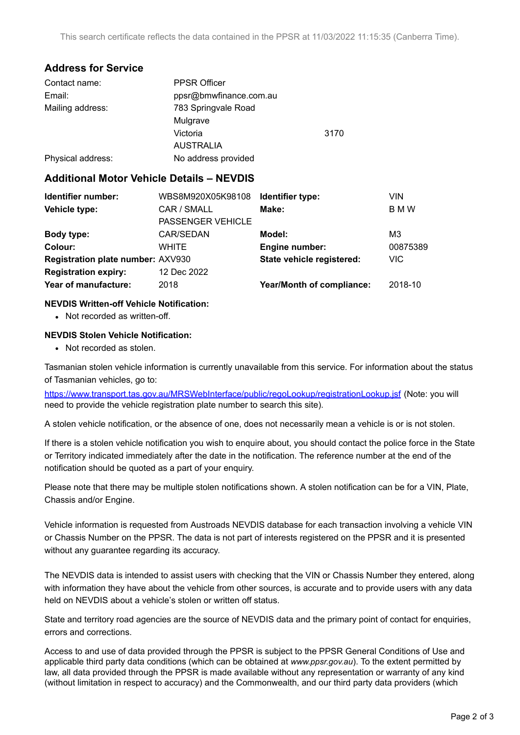This search certificate reflects the data contained in the PPSR at 11/03/2022 11:15:35 (Canberra Time).

## Address for Service

| | |
|---|---|
| Contact name: | PPSR Officer |
| Email: | ppsr@bmwfinance.com.au |
| Mailing address: | 783 Springvale Road<br>Mulgrave<br>Victoria 3170<br>AUSTRALIA |
| Physical address: | No address provided |

## Additional Motor Vehicle Details – NEVDIS

| | | | |
|---|---|---|---|
| **Identifier number:** | WBS8M920X05K98108 | **Identifier type:** | VIN |
| **Vehicle type:** | CAR / SMALL PASSENGER VEHICLE | **Make:** | B M W |
| **Body type:** | CAR/SEDAN | **Model:** | M3 |
| **Colour:** | WHITE | **Engine number:** | 00875389 |
| **Registration plate number:** | AXV930 | **State vehicle registered:** | VIC |
| **Registration expiry:** | 12 Dec 2022 | | |
| **Year of manufacture:** | 2018 | **Year/Month of compliance:** | 2018-10 |

**NEVDIS Written-off Vehicle Notification:**

- Not recorded as written-off.

**NEVDIS Stolen Vehicle Notification:**

- Not recorded as stolen.

Tasmanian stolen vehicle information is currently unavailable from this service. For information about the status of Tasmanian vehicles, go to:

https://www.transport.tas.gov.au/MRSWebInterface/public/regoLookup/registrationLookup.jsf (Note: you will need to provide the vehicle registration plate number to search this site).

A stolen vehicle notification, or the absence of one, does not necessarily mean a vehicle is or is not stolen.

If there is a stolen vehicle notification you wish to enquire about, you should contact the police force in the State or Territory indicated immediately after the date in the notification. The reference number at the end of the notification should be quoted as a part of your enquiry.

Please note that there may be multiple stolen notifications shown. A stolen notification can be for a VIN, Plate, Chassis and/or Engine.

Vehicle information is requested from Austroads NEVDIS database for each transaction involving a vehicle VIN or Chassis Number on the PPSR. The data is not part of interests registered on the PPSR and it is presented without any guarantee regarding its accuracy.

The NEVDIS data is intended to assist users with checking that the VIN or Chassis Number they entered, along with information they have about the vehicle from other sources, is accurate and to provide users with any data held on NEVDIS about a vehicle's stolen or written off status.

State and territory road agencies are the source of NEVDIS data and the primary point of contact for enquiries, errors and corrections.

Access to and use of data provided through the PPSR is subject to the PPSR General Conditions of Use and applicable third party data conditions (which can be obtained at *www.ppsr.gov.au*). To the extent permitted by law, all data provided through the PPSR is made available without any representation or warranty of any kind (without limitation in respect to accuracy) and the Commonwealth, and our third party data providers (which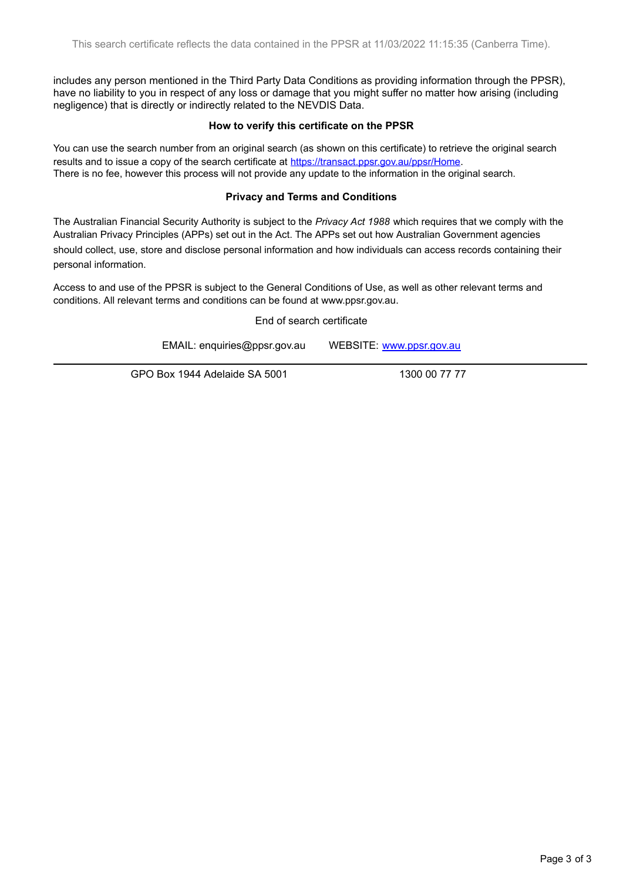includes any person mentioned in the Third Party Data Conditions as providing information through the PPSR), have no liability to you in respect of any loss or damage that you might suffer no matter how arising (including negligence) that is directly or indirectly related to the NEVDIS Data.

**How to verify this certificate on the PPSR**

You can use the search number from an original search (as shown on this certificate) to retrieve the original search results and to issue a copy of the search certificate at https://transact.ppsr.gov.au/ppsr/Home.
There is no fee, however this process will not provide any update to the information in the original search.

**Privacy and Terms and Conditions**

The Australian Financial Security Authority is subject to the *Privacy Act 1988* which requires that we comply with the Australian Privacy Principles (APPs) set out in the Act. The APPs set out how Australian Government agencies should collect, use, store and disclose personal information and how individuals can access records containing their personal information.

Access to and use of the PPSR is subject to the General Conditions of Use, as well as other relevant terms and conditions. All relevant terms and conditions can be found at www.ppsr.gov.au.

End of search certificate

EMAIL: enquiries@ppsr.gov.au WEBSITE: www.ppsr.gov.au

GPO Box 1944 Adelaide SA 5001 1300 00 77 77